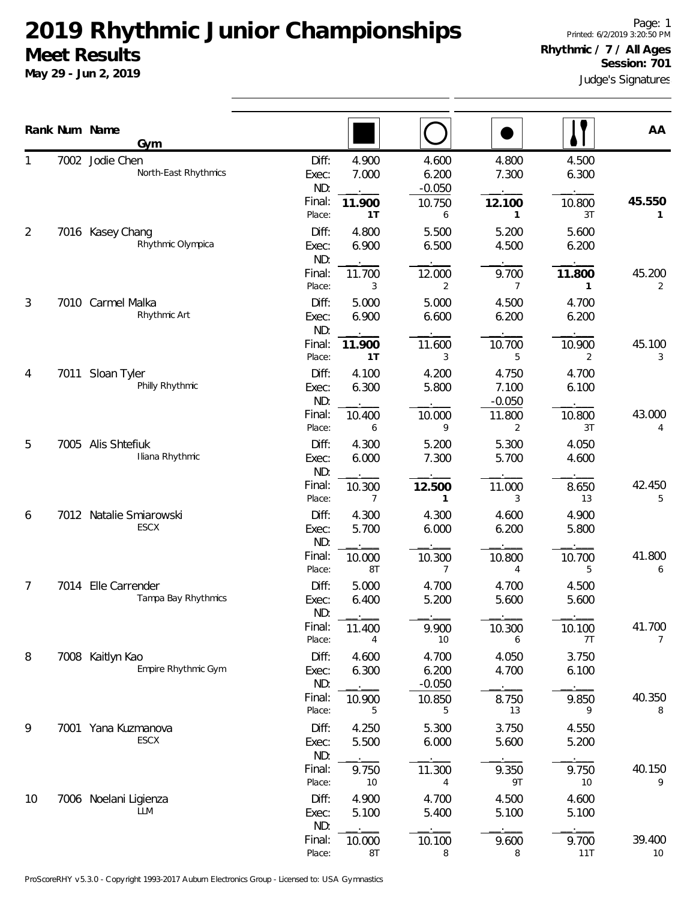# 2019 Rhythmic Junior Championships

## Meet Results

**May 29 - Jun 2, 2019**

Page: 1
Printed: 6/2/2019 3:20:50 PM

**Rhythmic / 7 / All Ages**
**Session: 701**

Judge's Signatures

| Rank | Num | Name / Gym | | Rope | Hoop | Ball | Clubs | AA |
|---|---|---|---|---|---|---|---|---|
| 1 | 7002 | Jodie Chen | Diff: | 4.900 | 4.600 | 4.800 | 4.500 | |
| | | North-East Rhythmics | Exec: | 7.000 | 6.200 | 7.300 | 6.300 | |
| | | | ND: | _._ | -0.050 | _._ | _._ | |
| | | | Final: | **11.900** | 10.750 | **12.100** | 10.800 | **45.550** |
| | | | Place: | **1T** | 6 | **1** | 3T | **1** |
| 2 | 7016 | Kasey Chang | Diff: | 4.800 | 5.500 | 5.200 | 5.600 | |
| | | Rhythmic Olympica | Exec: | 6.900 | 6.500 | 4.500 | 6.200 | |
| | | | ND: | _._ | _._ | _._ | _._ | |
| | | | Final: | 11.700 | 12.000 | 9.700 | **11.800** | 45.200 |
| | | | Place: | 3 | 2 | 7 | **1** | 2 |
| 3 | 7010 | Carmel Malka | Diff: | 5.000 | 5.000 | 4.500 | 4.700 | |
| | | Rhythmic Art | Exec: | 6.900 | 6.600 | 6.200 | 6.200 | |
| | | | ND: | _._ | _._ | _._ | _._ | |
| | | | Final: | **11.900** | 11.600 | 10.700 | 10.900 | 45.100 |
| | | | Place: | **1T** | 3 | 5 | 2 | 3 |
| 4 | 7011 | Sloan Tyler | Diff: | 4.100 | 4.200 | 4.750 | 4.700 | |
| | | Philly Rhythmic | Exec: | 6.300 | 5.800 | 7.100 | 6.100 | |
| | | | ND: | _._ | _._ | -0.050 | _._ | |
| | | | Final: | 10.400 | 10.000 | 11.800 | 10.800 | 43.000 |
| | | | Place: | 6 | 9 | 2 | 3T | 4 |
| 5 | 7005 | Alis Shtefiuk | Diff: | 4.300 | 5.200 | 5.300 | 4.050 | |
| | | Iliana Rhythmic | Exec: | 6.000 | 7.300 | 5.700 | 4.600 | |
| | | | ND: | _._ | _._ | _._ | _._ | |
| | | | Final: | 10.300 | **12.500** | 11.000 | 8.650 | 42.450 |
| | | | Place: | 7 | **1** | 3 | 13 | 5 |
| 6 | 7012 | Natalie Smiarowski | Diff: | 4.300 | 4.300 | 4.600 | 4.900 | |
| | | ESCX | Exec: | 5.700 | 6.000 | 6.200 | 5.800 | |
| | | | ND: | _._ | _._ | _._ | _._ | |
| | | | Final: | 10.000 | 10.300 | 10.800 | 10.700 | 41.800 |
| | | | Place: | 8T | 7 | 4 | 5 | 6 |
| 7 | 7014 | Elle Carrender | Diff: | 5.000 | 4.700 | 4.700 | 4.500 | |
| | | Tampa Bay Rhythmics | Exec: | 6.400 | 5.200 | 5.600 | 5.600 | |
| | | | ND: | _._ | _._ | _._ | _._ | |
| | | | Final: | 11.400 | 9.900 | 10.300 | 10.100 | 41.700 |
| | | | Place: | 4 | 10 | 6 | 7T | 7 |
| 8 | 7008 | Kaitlyn Kao | Diff: | 4.600 | 4.700 | 4.050 | 3.750 | |
| | | Empire Rhythmic Gym | Exec: | 6.300 | 6.200 | 4.700 | 6.100 | |
| | | | ND: | _._ | -0.050 | _._ | _._ | |
| | | | Final: | 10.900 | 10.850 | 8.750 | 9.850 | 40.350 |
| | | | Place: | 5 | 5 | 13 | 9 | 8 |
| 9 | 7001 | Yana Kuzmanova | Diff: | 4.250 | 5.300 | 3.750 | 4.550 | |
| | | ESCX | Exec: | 5.500 | 6.000 | 5.600 | 5.200 | |
| | | | ND: | _._ | _._ | _._ | _._ | |
| | | | Final: | 9.750 | 11.300 | 9.350 | 9.750 | 40.150 |
| | | | Place: | 10 | 4 | 9T | 10 | 9 |
| 10 | 7006 | Noelani Ligienza | Diff: | 4.900 | 4.700 | 4.500 | 4.600 | |
| | | LLM | Exec: | 5.100 | 5.400 | 5.100 | 5.100 | |
| | | | ND: | _._ | _._ | _._ | _._ | |
| | | | Final: | 10.000 | 10.100 | 9.600 | 9.700 | 39.400 |
| | | | Place: | 8T | 8 | 8 | 11T | 10 |

ProScoreRHY v5.3.0 - Copyright 1993-2017 Auburn Electronics Group - Licensed to: USA Gymnastics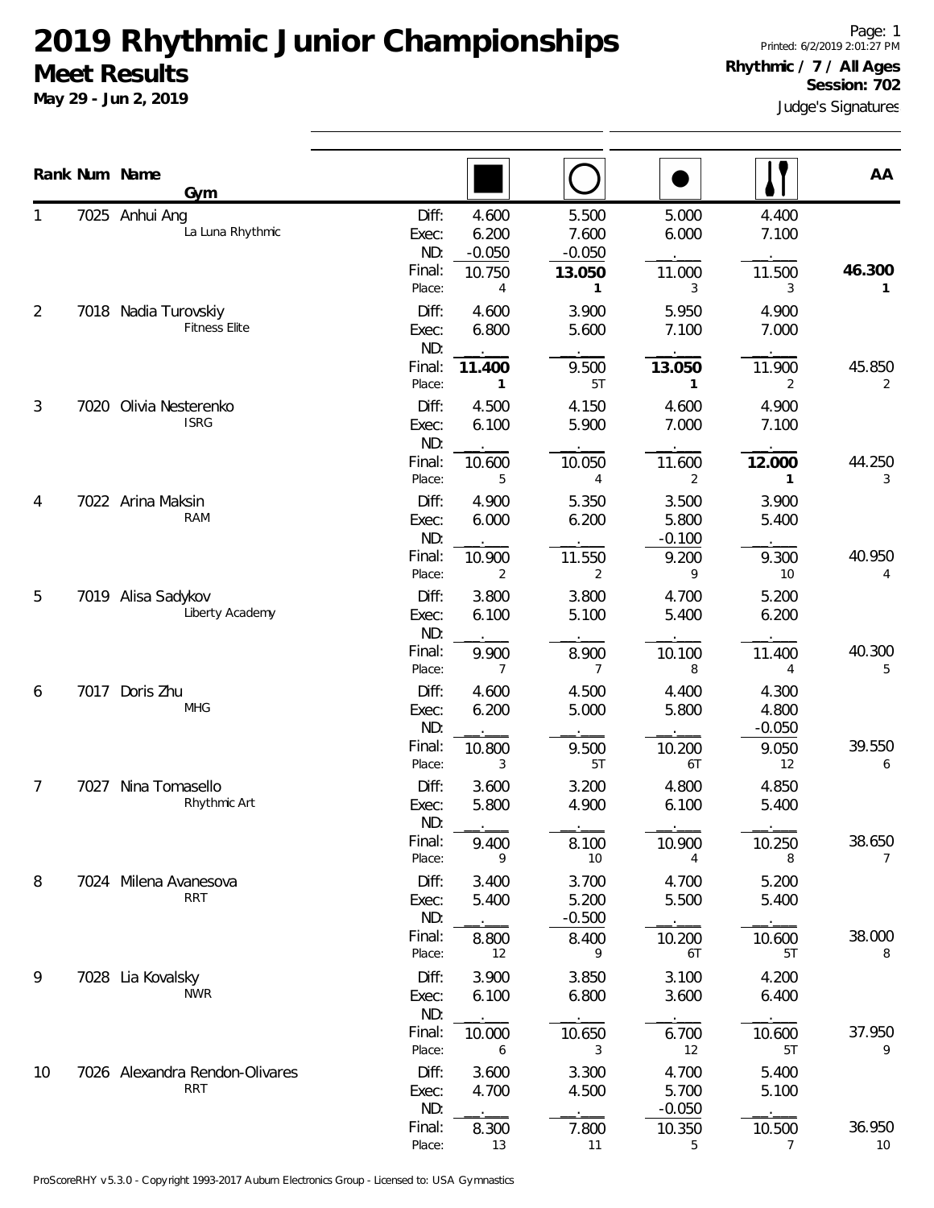# 2019 Rhythmic Junior Championships

## Meet Results

**May 29 - Jun 2, 2019**

Page: 1
Printed: 6/2/2019 2:01:27 PM

**Rhythmic / 7 / All Ages**
**Session: 702**

Judge's Signatures

| Rank | Num | Name / Gym | | Rope | Hoop | Ball | Clubs | AA |
|---|---|---|---|---|---|---|---|---|
| 1 | 7025 | Anhui Ang<br>La Luna Rhythmic | Diff: | 4.600 | 5.500 | 5.000 | 4.400 | |
| | | | Exec: | 6.200 | 7.600 | 6.000 | 7.100 | |
| | | | ND: | -0.050 | -0.050 | . | . | |
| | | | Final: | 10.750 | **13.050** | 11.000 | 11.500 | **46.300** |
| | | | Place: | 4 | **1** | 3 | 3 | **1** |
| 2 | 7018 | Nadia Turovskiy<br>Fitness Elite | Diff: | 4.600 | 3.900 | 5.950 | 4.900 | |
| | | | Exec: | 6.800 | 5.600 | 7.100 | 7.000 | |
| | | | ND: | . | . | . | . | |
| | | | Final: | **11.400** | 9.500 | **13.050** | 11.900 | 45.850 |
| | | | Place: | **1** | 5T | **1** | 2 | 2 |
| 3 | 7020 | Olivia Nesterenko<br>ISRG | Diff: | 4.500 | 4.150 | 4.600 | 4.900 | |
| | | | Exec: | 6.100 | 5.900 | 7.000 | 7.100 | |
| | | | ND: | . | . | . | . | |
| | | | Final: | 10.600 | 10.050 | 11.600 | **12.000** | 44.250 |
| | | | Place: | 5 | 4 | 2 | **1** | 3 |
| 4 | 7022 | Arina Maksin<br>RAM | Diff: | 4.900 | 5.350 | 3.500 | 3.900 | |
| | | | Exec: | 6.000 | 6.200 | 5.800 | 5.400 | |
| | | | ND: | . | . | -0.100 | . | |
| | | | Final: | 10.900 | 11.550 | 9.200 | 9.300 | 40.950 |
| | | | Place: | 2 | 2 | 9 | 10 | 4 |
| 5 | 7019 | Alisa Sadykov<br>Liberty Academy | Diff: | 3.800 | 3.800 | 4.700 | 5.200 | |
| | | | Exec: | 6.100 | 5.100 | 5.400 | 6.200 | |
| | | | ND: | . | . | . | . | |
| | | | Final: | 9.900 | 8.900 | 10.100 | 11.400 | 40.300 |
| | | | Place: | 7 | 7 | 8 | 4 | 5 |
| 6 | 7017 | Doris Zhu<br>MHG | Diff: | 4.600 | 4.500 | 4.400 | 4.300 | |
| | | | Exec: | 6.200 | 5.000 | 5.800 | 4.800 | |
| | | | ND: | . | . | . | -0.050 | |
| | | | Final: | 10.800 | 9.500 | 10.200 | 9.050 | 39.550 |
| | | | Place: | 3 | 5T | 6T | 12 | 6 |
| 7 | 7027 | Nina Tomasello<br>Rhythmic Art | Diff: | 3.600 | 3.200 | 4.800 | 4.850 | |
| | | | Exec: | 5.800 | 4.900 | 6.100 | 5.400 | |
| | | | ND: | . | . | . | . | |
| | | | Final: | 9.400 | 8.100 | 10.900 | 10.250 | 38.650 |
| | | | Place: | 9 | 10 | 4 | 8 | 7 |
| 8 | 7024 | Milena Avanesova<br>RRT | Diff: | 3.400 | 3.700 | 4.700 | 5.200 | |
| | | | Exec: | 5.400 | 5.200 | 5.500 | 5.400 | |
| | | | ND: | . | -0.500 | . | . | |
| | | | Final: | 8.800 | 8.400 | 10.200 | 10.600 | 38.000 |
| | | | Place: | 12 | 9 | 6T | 5T | 8 |
| 9 | 7028 | Lia Kovalsky<br>NWR | Diff: | 3.900 | 3.850 | 3.100 | 4.200 | |
| | | | Exec: | 6.100 | 6.800 | 3.600 | 6.400 | |
| | | | ND: | . | . | . | . | |
| | | | Final: | 10.000 | 10.650 | 6.700 | 10.600 | 37.950 |
| | | | Place: | 6 | 3 | 12 | 5T | 9 |
| 10 | 7026 | Alexandra Rendon-Olivares<br>RRT | Diff: | 3.600 | 3.300 | 4.700 | 5.400 | |
| | | | Exec: | 4.700 | 4.500 | 5.700 | 5.100 | |
| | | | ND: | . | . | -0.050 | . | |
| | | | Final: | 8.300 | 7.800 | 10.350 | 10.500 | 36.950 |
| | | | Place: | 13 | 11 | 5 | 7 | 10 |

ProScoreRHY v5.3.0 - Copyright 1993-2017 Auburn Electronics Group - Licensed to: USA Gymnastics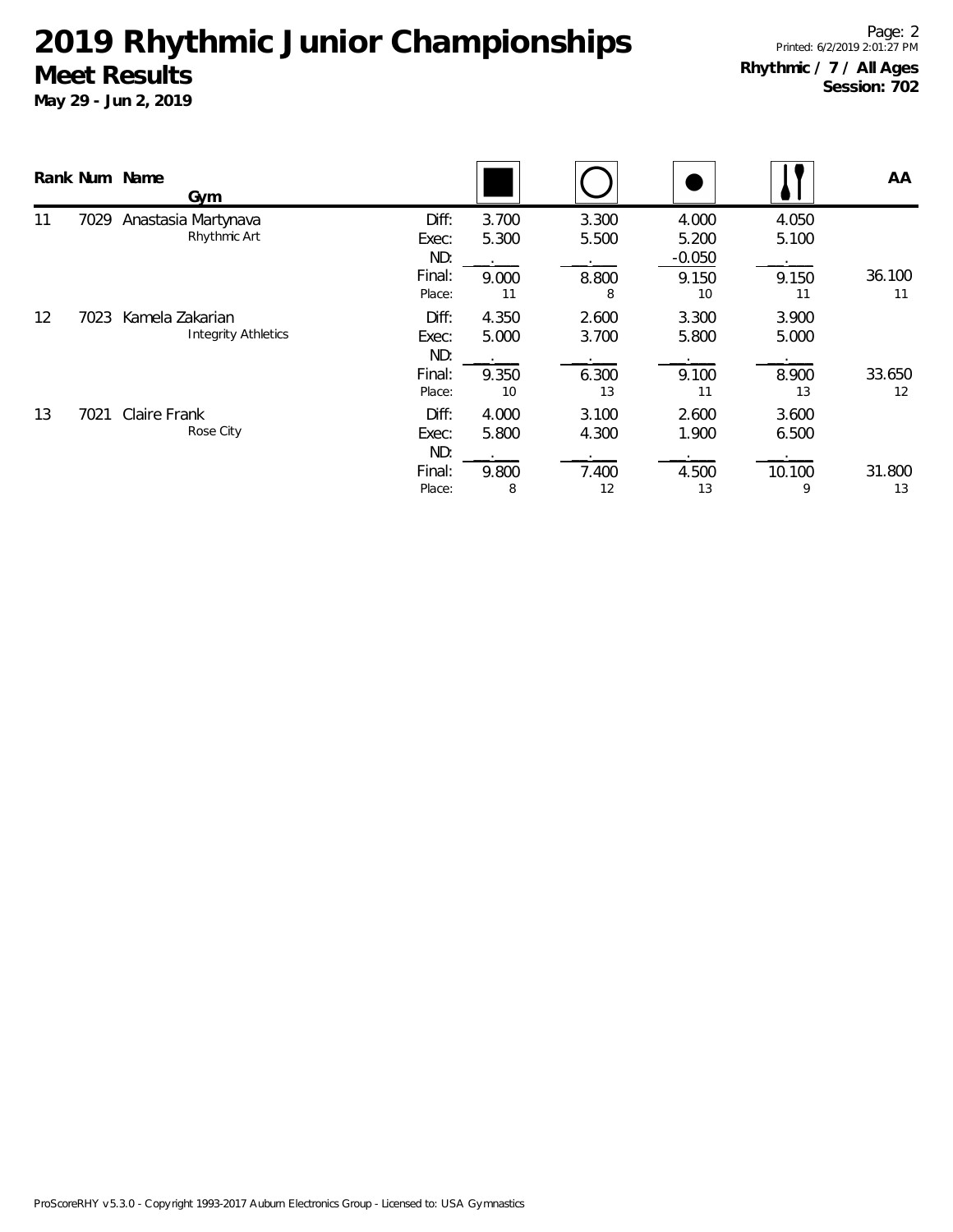# 2019 Rhythmic Junior Championships

## Meet Results

**May 29 - Jun 2, 2019**

Printed: 6/2/2019 2:01:27 PM

**Rhythmic / 7 / All Ages**
**Session: 702**

| Rank | Num | Name / Gym | | Rope | Hoop | Ball | Clubs | AA |
|---|---|---|---|---|---|---|---|---|
| 11 | 7029 | Anastasia Martynava | Diff: | 3.700 | 3.300 | 4.000 | 4.050 | |
| | | Rhythmic Art | Exec: | 5.300 | 5.500 | 5.200 | 5.100 | |
| | | | ND: | . | . | -0.050 | . | |
| | | | Final: | 9.000 | 8.800 | 9.150 | 9.150 | 36.100 |
| | | | Place: | 11 | 8 | 10 | 11 | 11 |
| 12 | 7023 | Kamela Zakarian | Diff: | 4.350 | 2.600 | 3.300 | 3.900 | |
| | | Integrity Athletics | Exec: | 5.000 | 3.700 | 5.800 | 5.000 | |
| | | | ND: | . | . | . | . | |
| | | | Final: | 9.350 | 6.300 | 9.100 | 8.900 | 33.650 |
| | | | Place: | 10 | 13 | 11 | 13 | 12 |
| 13 | 7021 | Claire Frank | Diff: | 4.000 | 3.100 | 2.600 | 3.600 | |
| | | Rose City | Exec: | 5.800 | 4.300 | 1.900 | 6.500 | |
| | | | ND: | . | . | . | . | |
| | | | Final: | 9.800 | 7.400 | 4.500 | 10.100 | 31.800 |
| | | | Place: | 8 | 12 | 13 | 9 | 13 |

ProScoreRHY v5.3.0 - Copyright 1993-2017 Auburn Electronics Group - Licensed to: USA Gymnastics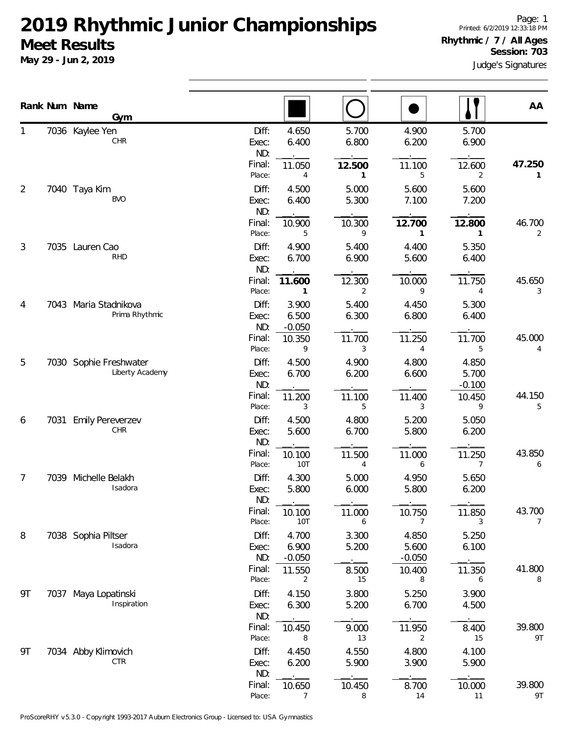# 2019 Rhythmic Junior Championships

## Meet Results

**May 29 - Jun 2, 2019**

Page: 1
Printed: 6/2/2019 12:33:18 PM

**Rhythmic / 7 / All Ages**
**Session: 703**

Judge's Signatures

| Rank | Num | Name / Gym | | Rope | Hoop | Ball | Clubs | AA |
|---|---|---|---|---|---|---|---|---|
| 1 | 7036 | Kaylee Yen<br>CHR | Diff: | 4.650 | 5.700 | 4.900 | 5.700 | |
| | | | Exec: | 6.400 | 6.800 | 6.200 | 6.900 | |
| | | | ND: | | | | | |
| | | | Final: | 11.050 | **12.500** | 11.100 | 12.600 | **47.250** |
| | | | Place: | 4 | **1** | 5 | 2 | **1** |
| 2 | 7040 | Taya Kim<br>BVO | Diff: | 4.500 | 5.000 | 5.600 | 5.600 | |
| | | | Exec: | 6.400 | 5.300 | 7.100 | 7.200 | |
| | | | ND: | | | | | |
| | | | Final: | 10.900 | 10.300 | **12.700** | **12.800** | 46.700 |
| | | | Place: | 5 | 9 | **1** | **1** | 2 |
| 3 | 7035 | Lauren Cao<br>RHD | Diff: | 4.900 | 5.400 | 4.400 | 5.350 | |
| | | | Exec: | 6.700 | 6.900 | 5.600 | 6.400 | |
| | | | ND: | | | | | |
| | | | Final: | **11.600** | 12.300 | 10.000 | 11.750 | 45.650 |
| | | | Place: | **1** | 2 | 9 | 4 | 3 |
| 4 | 7043 | Maria Stadnikova<br>Prima Rhythmic | Diff: | 3.900 | 5.400 | 4.450 | 5.300 | |
| | | | Exec: | 6.500 | 6.300 | 6.800 | 6.400 | |
| | | | ND: | -0.050 | | | | |
| | | | Final: | 10.350 | 11.700 | 11.250 | 11.700 | 45.000 |
| | | | Place: | 9 | 3 | 4 | 5 | 4 |
| 5 | 7030 | Sophie Freshwater<br>Liberty Academy | Diff: | 4.500 | 4.900 | 4.800 | 4.850 | |
| | | | Exec: | 6.700 | 6.200 | 6.600 | 5.700 | |
| | | | ND: | | | | -0.100 | |
| | | | Final: | 11.200 | 11.100 | 11.400 | 10.450 | 44.150 |
| | | | Place: | 3 | 5 | 3 | 9 | 5 |
| 6 | 7031 | Emily Pereverzev<br>CHR | Diff: | 4.500 | 4.800 | 5.200 | 5.050 | |
| | | | Exec: | 5.600 | 6.700 | 5.800 | 6.200 | |
| | | | ND: | | | | | |
| | | | Final: | 10.100 | 11.500 | 11.000 | 11.250 | 43.850 |
| | | | Place: | 10T | 4 | 6 | 7 | 6 |
| 7 | 7039 | Michelle Belakh<br>Isadora | Diff: | 4.300 | 5.000 | 4.950 | 5.650 | |
| | | | Exec: | 5.800 | 6.000 | 5.800 | 6.200 | |
| | | | ND: | | | | | |
| | | | Final: | 10.100 | 11.000 | 10.750 | 11.850 | 43.700 |
| | | | Place: | 10T | 6 | 7 | 3 | 7 |
| 8 | 7038 | Sophia Piltser<br>Isadora | Diff: | 4.700 | 3.300 | 4.850 | 5.250 | |
| | | | Exec: | 6.900 | 5.200 | 5.600 | 6.100 | |
| | | | ND: | -0.050 | | -0.050 | | |
| | | | Final: | 11.550 | 8.500 | 10.400 | 11.350 | 41.800 |
| | | | Place: | 2 | 15 | 8 | 6 | 8 |
| 9T | 7037 | Maya Lopatinski<br>Inspiration | Diff: | 4.150 | 3.800 | 5.250 | 3.900 | |
| | | | Exec: | 6.300 | 5.200 | 6.700 | 4.500 | |
| | | | ND: | | | | | |
| | | | Final: | 10.450 | 9.000 | 11.950 | 8.400 | 39.800 |
| | | | Place: | 8 | 13 | 2 | 15 | 9T |
| 9T | 7034 | Abby Klimovich<br>CTR | Diff: | 4.450 | 4.550 | 4.800 | 4.100 | |
| | | | Exec: | 6.200 | 5.900 | 3.900 | 5.900 | |
| | | | ND: | | | | | |
| | | | Final: | 10.650 | 10.450 | 8.700 | 10.000 | 39.800 |
| | | | Place: | 7 | 8 | 14 | 11 | 9T |

ProScoreRHY v5.3.0 - Copyright 1993-2017 Auburn Electronics Group - Licensed to: USA Gymnastics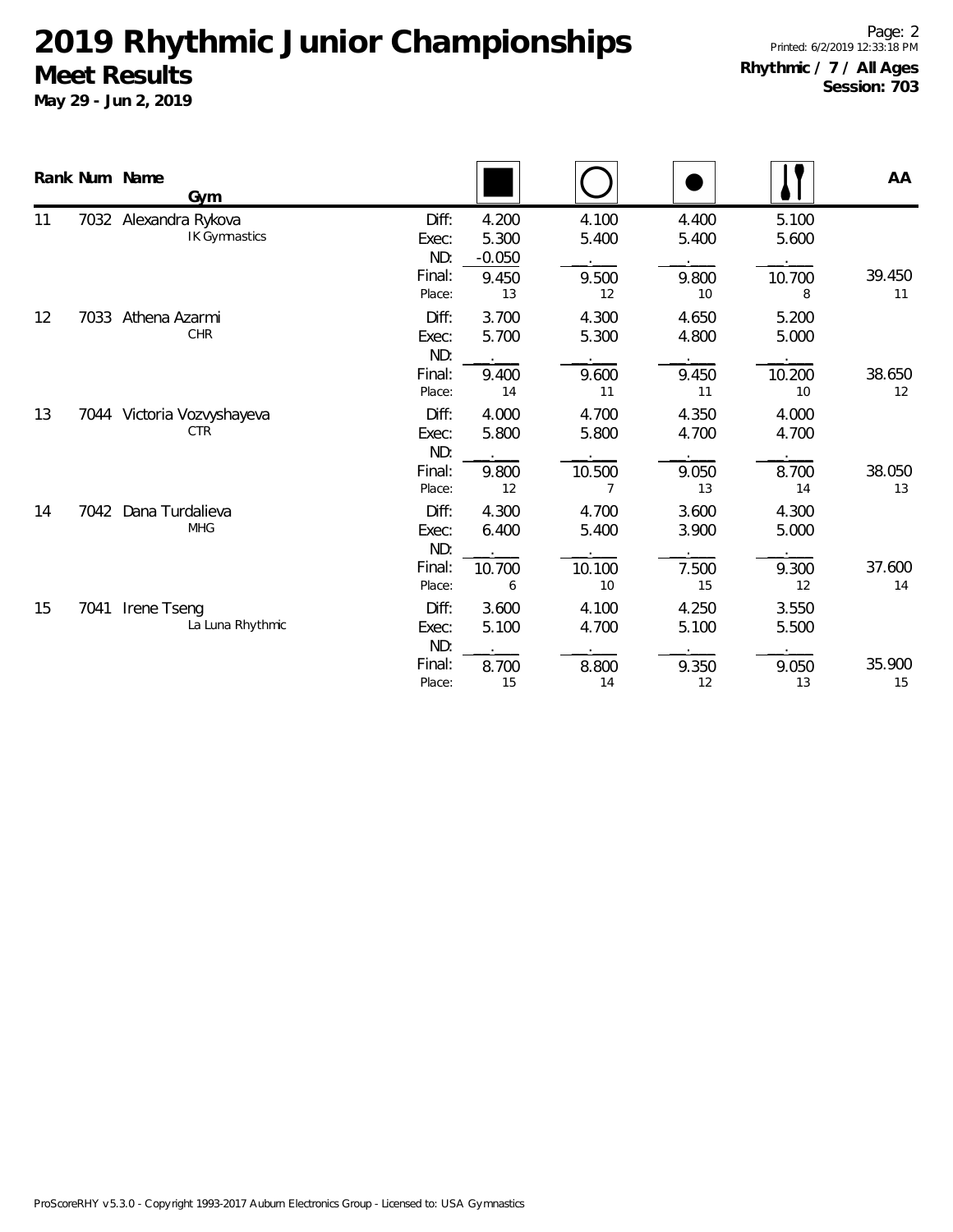# 2019 Rhythmic Junior Championships

## Meet Results

**May 29 - Jun 2, 2019**

Printed: 6/2/2019 12:33:18 PM

**Rhythmic / 7 / All Ages**
**Session: 703**

| Rank | Num | Name / Gym | | Rope | Hoop | Ball | Clubs | AA |
|---|---|---|---|---|---|---|---|---|
| 11 | 7032 | Alexandra Rykova<br>IK Gymnastics | Diff: | 4.200 | 4.100 | 4.400 | 5.100 | |
| | | | Exec: | 5.300 | 5.400 | 5.400 | 5.600 | |
| | | | ND: | -0.050 | . | . | . | |
| | | | Final: | 9.450 | 9.500 | 9.800 | 10.700 | 39.450 |
| | | | Place: | 13 | 12 | 10 | 8 | 11 |
| 12 | 7033 | Athena Azarmi<br>CHR | Diff: | 3.700 | 4.300 | 4.650 | 5.200 | |
| | | | Exec: | 5.700 | 5.300 | 4.800 | 5.000 | |
| | | | ND: | . | . | . | . | |
| | | | Final: | 9.400 | 9.600 | 9.450 | 10.200 | 38.650 |
| | | | Place: | 14 | 11 | 11 | 10 | 12 |
| 13 | 7044 | Victoria Vozvyshayeva<br>CTR | Diff: | 4.000 | 4.700 | 4.350 | 4.000 | |
| | | | Exec: | 5.800 | 5.800 | 4.700 | 4.700 | |
| | | | ND: | . | . | . | . | |
| | | | Final: | 9.800 | 10.500 | 9.050 | 8.700 | 38.050 |
| | | | Place: | 12 | 7 | 13 | 14 | 13 |
| 14 | 7042 | Dana Turdalieva<br>MHG | Diff: | 4.300 | 4.700 | 3.600 | 4.300 | |
| | | | Exec: | 6.400 | 5.400 | 3.900 | 5.000 | |
| | | | ND: | . | . | . | . | |
| | | | Final: | 10.700 | 10.100 | 7.500 | 9.300 | 37.600 |
| | | | Place: | 6 | 10 | 15 | 12 | 14 |
| 15 | 7041 | Irene Tseng<br>La Luna Rhythmic | Diff: | 3.600 | 4.100 | 4.250 | 3.550 | |
| | | | Exec: | 5.100 | 4.700 | 5.100 | 5.500 | |
| | | | ND: | . | . | . | . | |
| | | | Final: | 8.700 | 8.800 | 9.350 | 9.050 | 35.900 |
| | | | Place: | 15 | 14 | 12 | 13 | 15 |

ProScoreRHY v5.3.0 - Copyright 1993-2017 Auburn Electronics Group - Licensed to: USA Gymnastics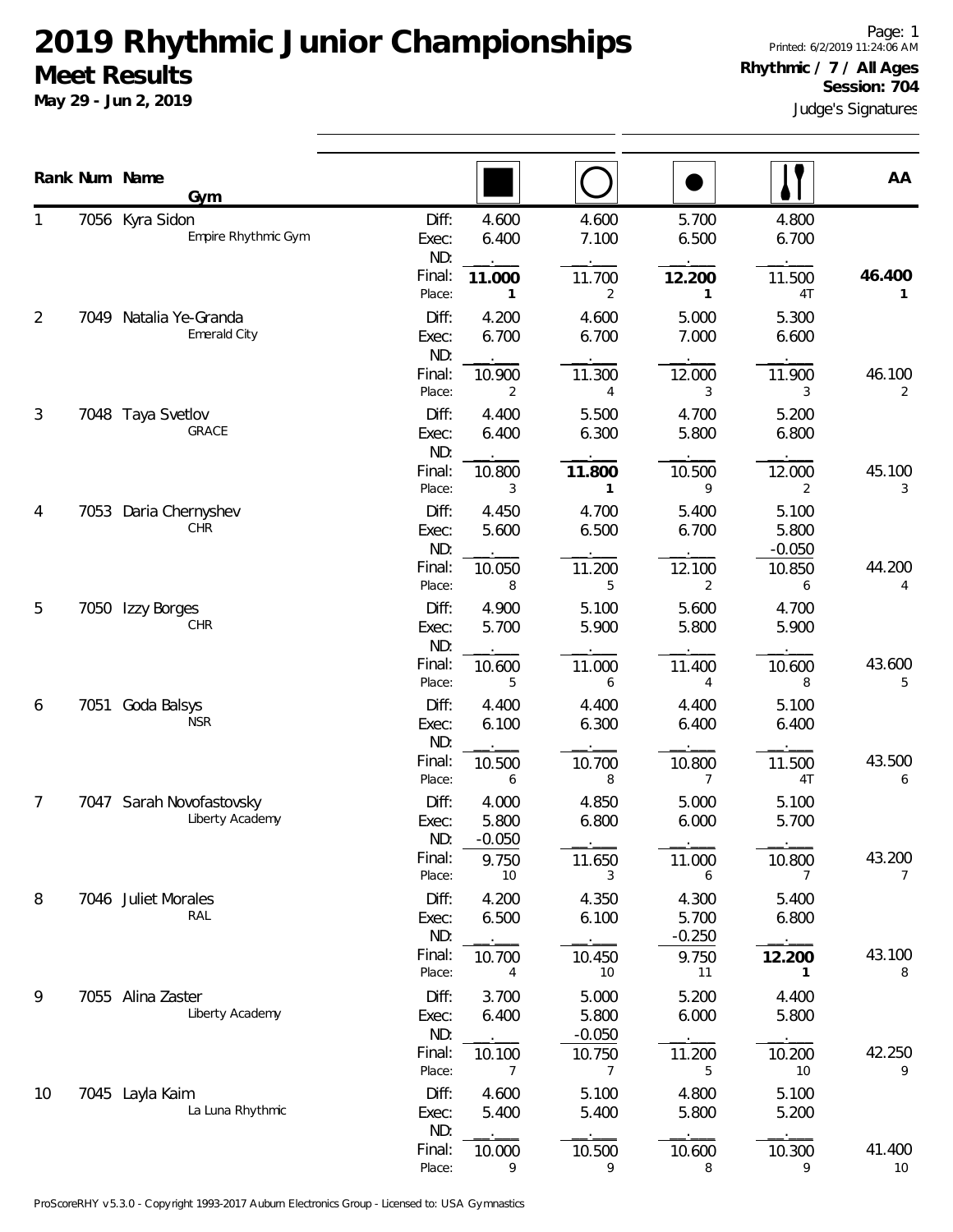# 2019 Rhythmic Junior Championships

## Meet Results

**May 29 - Jun 2, 2019**

Page: 1
Printed: 6/2/2019 11:24:06 AM

**Rhythmic / 7 / All Ages**
**Session: 704**
Judge's Signatures

| Rank | Num | Name / Gym | | Rope | Hoop | Ball | Clubs | AA |
|---|---|---|---|---|---|---|---|---|
| 1 | 7056 | Kyra Sidon<br>Empire Rhythmic Gym | Diff: | 4.600 | 4.600 | 5.700 | 4.800 | |
| | | | Exec: | 6.400 | 7.100 | 6.500 | 6.700 | |
| | | | ND: | | | | | |
| | | | Final: | **11.000** | 11.700 | **12.200** | 11.500 | **46.400** |
| | | | Place: | 1 | 2 | 1 | 4T | 1 |
| 2 | 7049 | Natalia Ye-Granda<br>Emerald City | Diff: | 4.200 | 4.600 | 5.000 | 5.300 | |
| | | | Exec: | 6.700 | 6.700 | 7.000 | 6.600 | |
| | | | ND: | | | | | |
| | | | Final: | 10.900 | 11.300 | 12.000 | 11.900 | 46.100 |
| | | | Place: | 2 | 4 | 3 | 3 | 2 |
| 3 | 7048 | Taya Svetlov<br>GRACE | Diff: | 4.400 | 5.500 | 4.700 | 5.200 | |
| | | | Exec: | 6.400 | 6.300 | 5.800 | 6.800 | |
| | | | ND: | | | | | |
| | | | Final: | 10.800 | **11.800** | 10.500 | 12.000 | 45.100 |
| | | | Place: | 3 | 1 | 9 | 2 | 3 |
| 4 | 7053 | Daria Chernyshev<br>CHR | Diff: | 4.450 | 4.700 | 5.400 | 5.100 | |
| | | | Exec: | 5.600 | 6.500 | 6.700 | 5.800 | |
| | | | ND: | | | | -0.050 | |
| | | | Final: | 10.050 | 11.200 | 12.100 | 10.850 | 44.200 |
| | | | Place: | 8 | 5 | 2 | 6 | 4 |
| 5 | 7050 | Izzy Borges<br>CHR | Diff: | 4.900 | 5.100 | 5.600 | 4.700 | |
| | | | Exec: | 5.700 | 5.900 | 5.800 | 5.900 | |
| | | | ND: | | | | | |
| | | | Final: | 10.600 | 11.000 | 11.400 | 10.600 | 43.600 |
| | | | Place: | 5 | 6 | 4 | 8 | 5 |
| 6 | 7051 | Goda Balsys<br>NSR | Diff: | 4.400 | 4.400 | 4.400 | 5.100 | |
| | | | Exec: | 6.100 | 6.300 | 6.400 | 6.400 | |
| | | | ND: | | | | | |
| | | | Final: | 10.500 | 10.700 | 10.800 | 11.500 | 43.500 |
| | | | Place: | 6 | 8 | 7 | 4T | 6 |
| 7 | 7047 | Sarah Novofastovsky<br>Liberty Academy | Diff: | 4.000 | 4.850 | 5.000 | 5.100 | |
| | | | Exec: | 5.800 | 6.800 | 6.000 | 5.700 | |
| | | | ND: | -0.050 | | | | |
| | | | Final: | 9.750 | 11.650 | 11.000 | 10.800 | 43.200 |
| | | | Place: | 10 | 3 | 6 | 7 | 7 |
| 8 | 7046 | Juliet Morales<br>RAL | Diff: | 4.200 | 4.350 | 4.300 | 5.400 | |
| | | | Exec: | 6.500 | 6.100 | 5.700 | 6.800 | |
| | | | ND: | | | -0.250 | | |
| | | | Final: | 10.700 | 10.450 | 9.750 | **12.200** | 43.100 |
| | | | Place: | 4 | 10 | 11 | 1 | 8 |
| 9 | 7055 | Alina Zaster<br>Liberty Academy | Diff: | 3.700 | 5.000 | 5.200 | 4.400 | |
| | | | Exec: | 6.400 | 5.800 | 6.000 | 5.800 | |
| | | | ND: | | -0.050 | | | |
| | | | Final: | 10.100 | 10.750 | 11.200 | 10.200 | 42.250 |
| | | | Place: | 7 | 7 | 5 | 10 | 9 |
| 10 | 7045 | Layla Kaim<br>La Luna Rhythmic | Diff: | 4.600 | 5.100 | 4.800 | 5.100 | |
| | | | Exec: | 5.400 | 5.400 | 5.800 | 5.200 | |
| | | | ND: | | | | | |
| | | | Final: | 10.000 | 10.500 | 10.600 | 10.300 | 41.400 |
| | | | Place: | 9 | 9 | 8 | 9 | 10 |

ProScoreRHY v5.3.0 - Copyright 1993-2017 Auburn Electronics Group - Licensed to: USA Gymnastics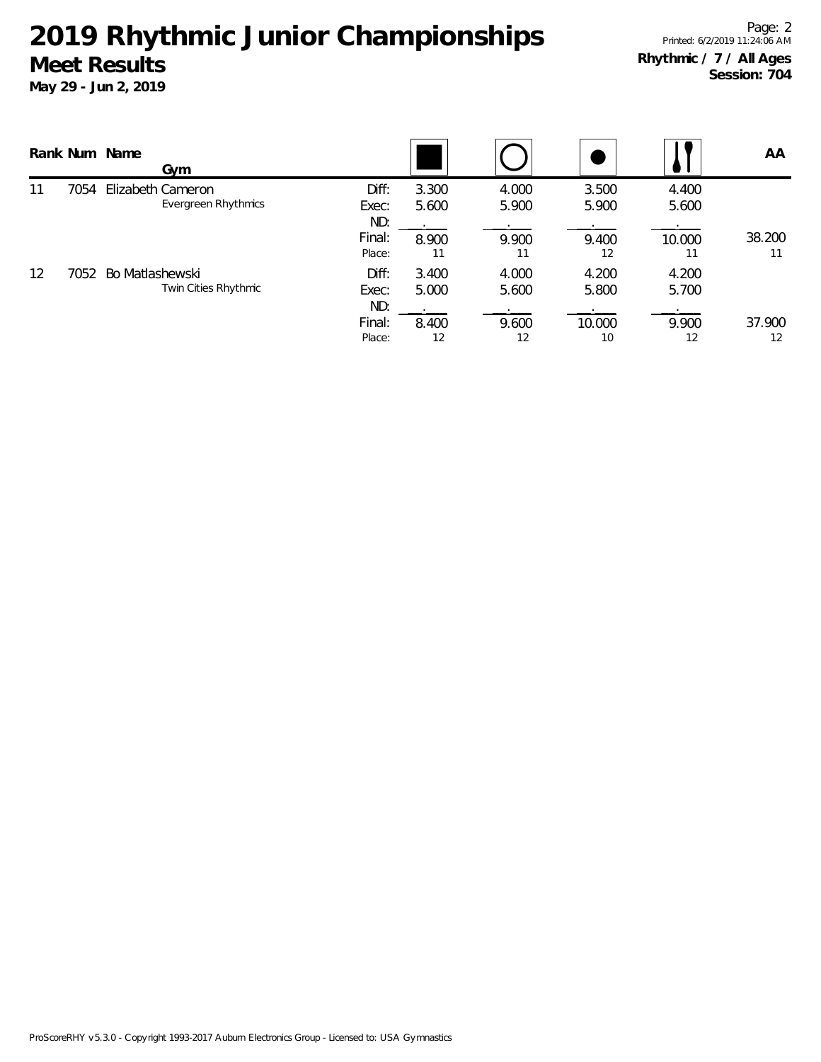# 2019 Rhythmic Junior Championships

## Meet Results

**May 29 - Jun 2, 2019**

**Rhythmic / 7 / All Ages**
**Session: 704**

| Rank | Num | Name / Gym | | Rope | Hoop | Ball | Clubs | AA |
|---|---|---|---|---|---|---|---|---|
| 11 | 7054 | Elizabeth Cameron | Diff: | 3.300 | 4.000 | 3.500 | 4.400 | |
| | | Evergreen Rhythmics | Exec: | 5.600 | 5.900 | 5.900 | 5.600 | |
| | | | ND: | . | . | . | . | |
| | | | Final: | 8.900 | 9.900 | 9.400 | 10.000 | 38.200 |
| | | | Place: | 11 | 11 | 12 | 11 | 11 |
| 12 | 7052 | Bo Matlashewski | Diff: | 3.400 | 4.000 | 4.200 | 4.200 | |
| | | Twin Cities Rhythmic | Exec: | 5.000 | 5.600 | 5.800 | 5.700 | |
| | | | ND: | . | . | . | . | |
| | | | Final: | 8.400 | 9.600 | 10.000 | 9.900 | 37.900 |
| | | | Place: | 12 | 12 | 10 | 12 | 12 |

ProScoreRHY v5.3.0 - Copyright 1993-2017 Auburn Electronics Group - Licensed to: USA Gymnastics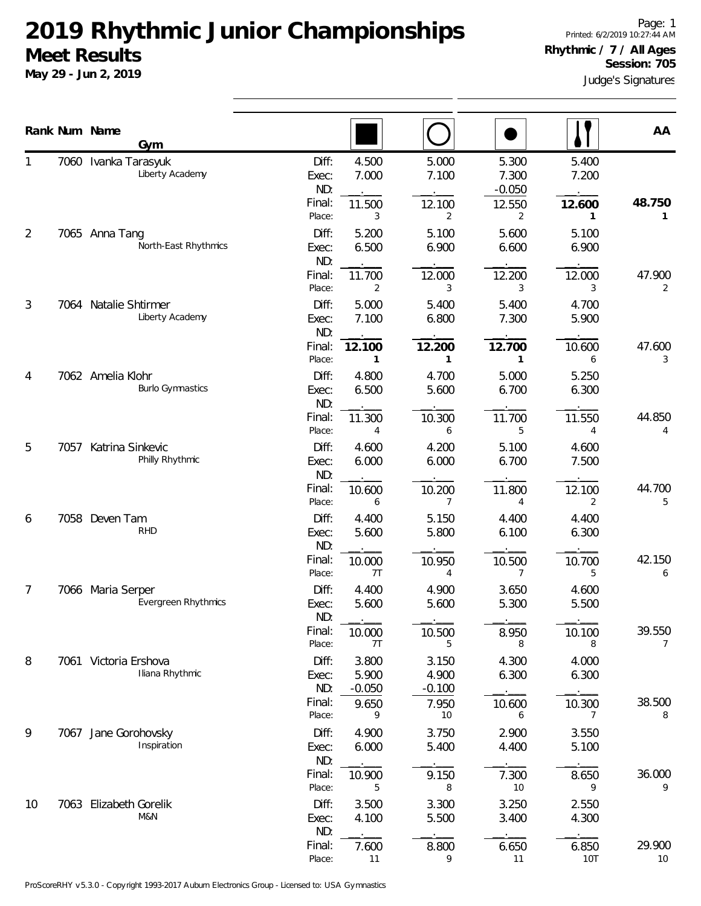# 2019 Rhythmic Junior Championships

## Meet Results

**May 29 - Jun 2, 2019**

Printed: 6/2/2019 10:27:44 AM

**Rhythmic / 7 / All Ages**

**Session: 705**

Judge's Signatures

| Rank | Num | Name / Gym | | Rope | Hoop | Ball | Clubs | AA |
|---|---|---|---|---|---|---|---|---|
| 1 | 7060 | Ivanka Tarasyuk, Liberty Academy | Diff: | 4.500 | 5.000 | 5.300 | 5.400 | |
| | | | Exec: | 7.000 | 7.100 | 7.300 | 7.200 | |
| | | | ND: | . | . | -0.050 | . | |
| | | | Final: | 11.500 | 12.100 | 12.550 | **12.600** | **48.750** |
| | | | Place: | 3 | 2 | 2 | **1** | **1** |
| 2 | 7065 | Anna Tang, North-East Rhythmics | Diff: | 5.200 | 5.100 | 5.600 | 5.100 | |
| | | | Exec: | 6.500 | 6.900 | 6.600 | 6.900 | |
| | | | ND: | . | . | . | . | |
| | | | Final: | 11.700 | 12.000 | 12.200 | 12.000 | 47.900 |
| | | | Place: | 2 | 3 | 3 | 3 | 2 |
| 3 | 7064 | Natalie Shtirmer, Liberty Academy | Diff: | 5.000 | 5.400 | 5.400 | 4.700 | |
| | | | Exec: | 7.100 | 6.800 | 7.300 | 5.900 | |
| | | | ND: | . | . | . | . | |
| | | | Final: | **12.100** | **12.200** | **12.700** | 10.600 | 47.600 |
| | | | Place: | **1** | **1** | **1** | 6 | 3 |
| 4 | 7062 | Amelia Klohr, Burlo Gymnastics | Diff: | 4.800 | 4.700 | 5.000 | 5.250 | |
| | | | Exec: | 6.500 | 5.600 | 6.700 | 6.300 | |
| | | | ND: | . | . | . | . | |
| | | | Final: | 11.300 | 10.300 | 11.700 | 11.550 | 44.850 |
| | | | Place: | 4 | 6 | 5 | 4 | 4 |
| 5 | 7057 | Katrina Sinkevic, Philly Rhythmic | Diff: | 4.600 | 4.200 | 5.100 | 4.600 | |
| | | | Exec: | 6.000 | 6.000 | 6.700 | 7.500 | |
| | | | ND: | . | . | . | . | |
| | | | Final: | 10.600 | 10.200 | 11.800 | 12.100 | 44.700 |
| | | | Place: | 6 | 7 | 4 | 2 | 5 |
| 6 | 7058 | Deven Tam, RHD | Diff: | 4.400 | 5.150 | 4.400 | 4.400 | |
| | | | Exec: | 5.600 | 5.800 | 6.100 | 6.300 | |
| | | | ND: | . | . | . | . | |
| | | | Final: | 10.000 | 10.950 | 10.500 | 10.700 | 42.150 |
| | | | Place: | 7T | 4 | 7 | 5 | 6 |
| 7 | 7066 | Maria Serper, Evergreen Rhythmics | Diff: | 4.400 | 4.900 | 3.650 | 4.600 | |
| | | | Exec: | 5.600 | 5.600 | 5.300 | 5.500 | |
| | | | ND: | . | . | . | . | |
| | | | Final: | 10.000 | 10.500 | 8.950 | 10.100 | 39.550 |
| | | | Place: | 7T | 5 | 8 | 8 | 7 |
| 8 | 7061 | Victoria Ershova, Iliana Rhythmic | Diff: | 3.800 | 3.150 | 4.300 | 4.000 | |
| | | | Exec: | 5.900 | 4.900 | 6.300 | 6.300 | |
| | | | ND: | -0.050 | -0.100 | . | . | |
| | | | Final: | 9.650 | 7.950 | 10.600 | 10.300 | 38.500 |
| | | | Place: | 9 | 10 | 6 | 7 | 8 |
| 9 | 7067 | Jane Gorohovsky, Inspiration | Diff: | 4.900 | 3.750 | 2.900 | 3.550 | |
| | | | Exec: | 6.000 | 5.400 | 4.400 | 5.100 | |
| | | | ND: | . | . | . | . | |
| | | | Final: | 10.900 | 9.150 | 7.300 | 8.650 | 36.000 |
| | | | Place: | 5 | 8 | 10 | 9 | 9 |
| 10 | 7063 | Elizabeth Gorelik, M&N | Diff: | 3.500 | 3.300 | 3.250 | 2.550 | |
| | | | Exec: | 4.100 | 5.500 | 3.400 | 4.300 | |
| | | | ND: | . | . | . | . | |
| | | | Final: | 7.600 | 8.800 | 6.650 | 6.850 | 29.900 |
| | | | Place: | 11 | 9 | 11 | 10T | 10 |

ProScoreRHY v5.3.0 - Copyright 1993-2017 Auburn Electronics Group - Licensed to: USA Gymnastics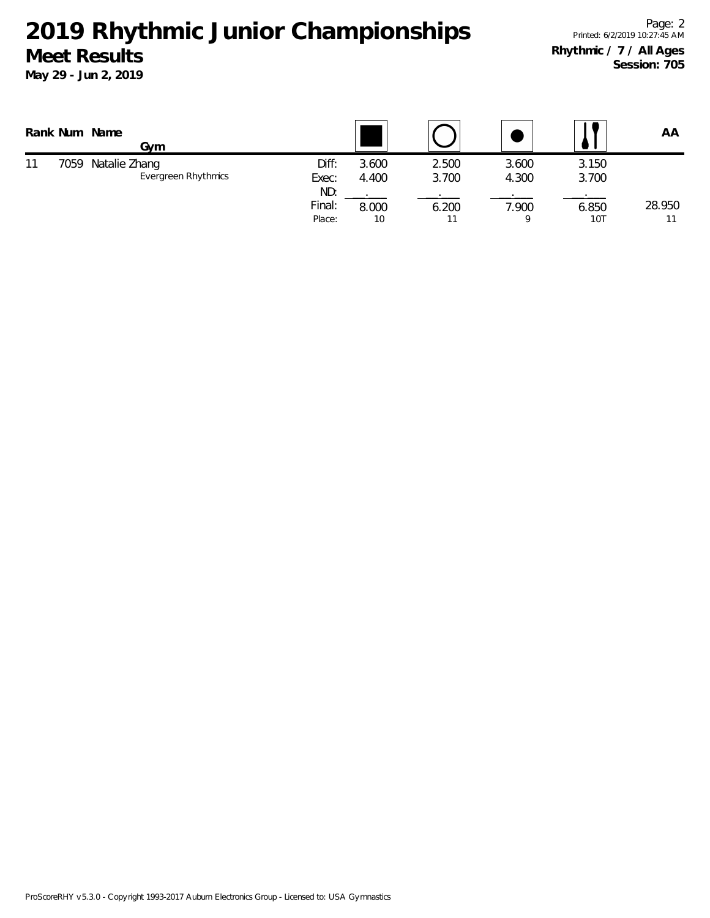# 2019 Rhythmic Junior Championships

## Meet Results

**May 29 - Jun 2, 2019**

**Rhythmic / 7 / All Ages**
**Session: 705**

| Rank | Num | Name / Gym | | Rope | Hoop | Ball | Clubs | AA |
|---|---|---|---|---|---|---|---|---|
| 11 | 7059 | Natalie Zhang | Diff: | 3.600 | 2.500 | 3.600 | 3.150 | |
| | | Evergreen Rhythmics | Exec: | 4.400 | 3.700 | 4.300 | 3.700 | |
| | | | ND: | . | . | . | . | |
| | | | Final: | 8.000 | 6.200 | 7.900 | 6.850 | 28.950 |
| | | | Place: | 10 | 11 | 9 | 10T | 11 |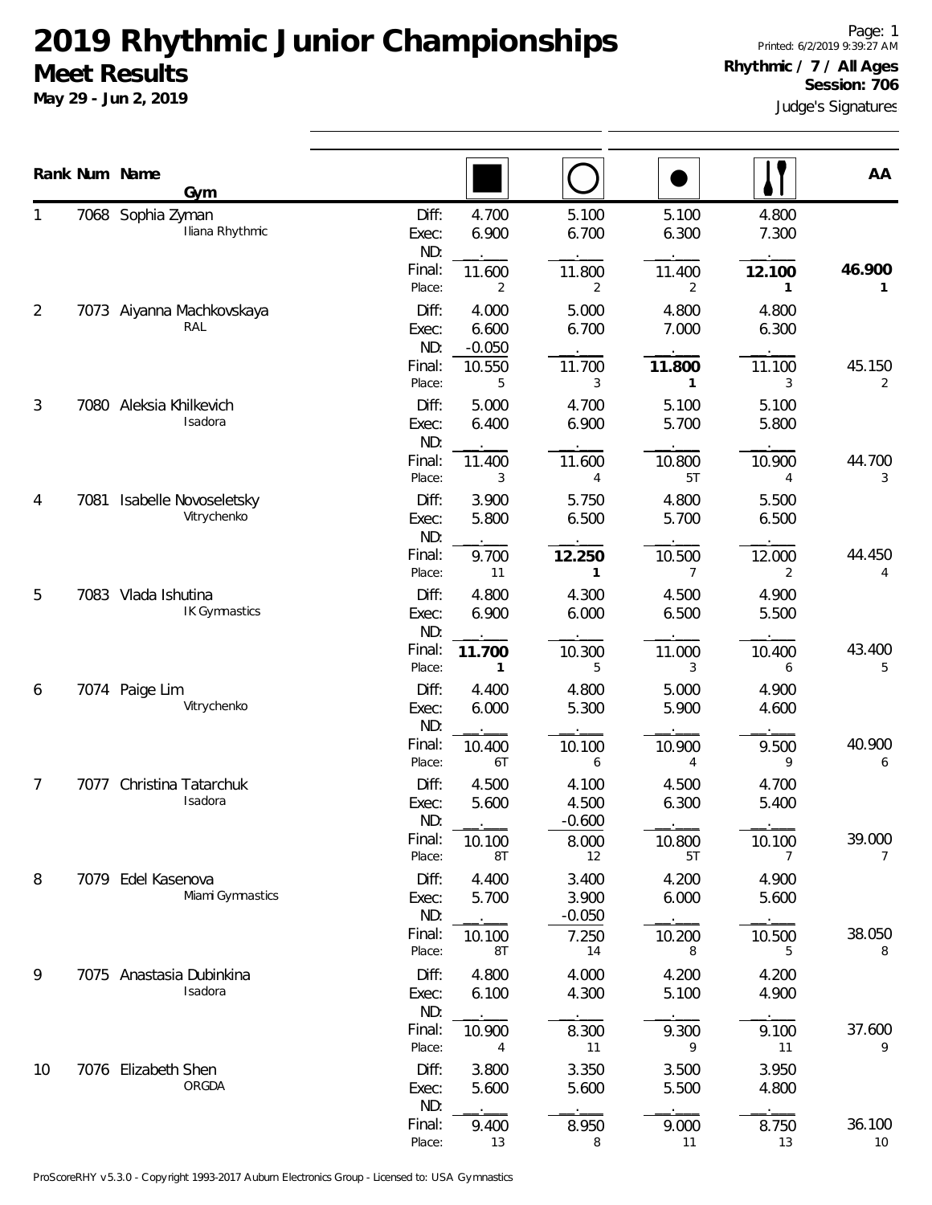# 2019 Rhythmic Junior Championships

## Meet Results

**May 29 - Jun 2, 2019**

Page: 1
Printed: 6/2/2019 9:39:27 AM

**Rhythmic / 7 / All Ages**
**Session: 706**

Judge's Signatures

| Rank | Num | Name / Gym | | Rope | Hoop | Ball | Clubs | AA |
|---|---|---|---|---|---|---|---|---|
| 1 | 7068 | Sophia Zyman / Iliana Rhythmic | Diff: | 4.700 | 5.100 | 5.100 | 4.800 | |
| | | | Exec: | 6.900 | 6.700 | 6.300 | 7.300 | |
| | | | ND: | | | | | |
| | | | Final: | 11.600 | 11.800 | 11.400 | **12.100** | **46.900** |
| | | | Place: | 2 | 2 | 2 | **1** | **1** |
| 2 | 7073 | Aiyanna Machkovskaya / RAL | Diff: | 4.000 | 5.000 | 4.800 | 4.800 | |
| | | | Exec: | 6.600 | 6.700 | 7.000 | 6.300 | |
| | | | ND: | -0.050 | | | | |
| | | | Final: | 10.550 | 11.700 | **11.800** | 11.100 | 45.150 |
| | | | Place: | 5 | 3 | **1** | 3 | 2 |
| 3 | 7080 | Aleksia Khilkevich / Isadora | Diff: | 5.000 | 4.700 | 5.100 | 5.100 | |
| | | | Exec: | 6.400 | 6.900 | 5.700 | 5.800 | |
| | | | ND: | | | | | |
| | | | Final: | 11.400 | 11.600 | 10.800 | 10.900 | 44.700 |
| | | | Place: | 3 | 4 | 5T | 4 | 3 |
| 4 | 7081 | Isabelle Novoseletsky / Vitrychenko | Diff: | 3.900 | 5.750 | 4.800 | 5.500 | |
| | | | Exec: | 5.800 | 6.500 | 5.700 | 6.500 | |
| | | | ND: | | | | | |
| | | | Final: | 9.700 | **12.250** | 10.500 | 12.000 | 44.450 |
| | | | Place: | 11 | **1** | 7 | 2 | 4 |
| 5 | 7083 | Vlada Ishutina / IK Gymnastics | Diff: | 4.800 | 4.300 | 4.500 | 4.900 | |
| | | | Exec: | 6.900 | 6.000 | 6.500 | 5.500 | |
| | | | ND: | | | | | |
| | | | Final: | **11.700** | 10.300 | 11.000 | 10.400 | 43.400 |
| | | | Place: | **1** | 5 | 3 | 6 | 5 |
| 6 | 7074 | Paige Lim / Vitrychenko | Diff: | 4.400 | 4.800 | 5.000 | 4.900 | |
| | | | Exec: | 6.000 | 5.300 | 5.900 | 4.600 | |
| | | | ND: | | | | | |
| | | | Final: | 10.400 | 10.100 | 10.900 | 9.500 | 40.900 |
| | | | Place: | 6T | 6 | 4 | 9 | 6 |
| 7 | 7077 | Christina Tatarchuk / Isadora | Diff: | 4.500 | 4.100 | 4.500 | 4.700 | |
| | | | Exec: | 5.600 | 4.500 | 6.300 | 5.400 | |
| | | | ND: | | -0.600 | | | |
| | | | Final: | 10.100 | 8.000 | 10.800 | 10.100 | 39.000 |
| | | | Place: | 8T | 12 | 5T | 7 | 7 |
| 8 | 7079 | Edel Kasenova / Miami Gymnastics | Diff: | 4.400 | 3.400 | 4.200 | 4.900 | |
| | | | Exec: | 5.700 | 3.900 | 6.000 | 5.600 | |
| | | | ND: | | -0.050 | | | |
| | | | Final: | 10.100 | 7.250 | 10.200 | 10.500 | 38.050 |
| | | | Place: | 8T | 14 | 8 | 5 | 8 |
| 9 | 7075 | Anastasia Dubinkina / Isadora | Diff: | 4.800 | 4.000 | 4.200 | 4.200 | |
| | | | Exec: | 6.100 | 4.300 | 5.100 | 4.900 | |
| | | | ND: | | | | | |
| | | | Final: | 10.900 | 8.300 | 9.300 | 9.100 | 37.600 |
| | | | Place: | 4 | 11 | 9 | 11 | 9 |
| 10 | 7076 | Elizabeth Shen / ORGDA | Diff: | 3.800 | 3.350 | 3.500 | 3.950 | |
| | | | Exec: | 5.600 | 5.600 | 5.500 | 4.800 | |
| | | | ND: | | | | | |
| | | | Final: | 9.400 | 8.950 | 9.000 | 8.750 | 36.100 |
| | | | Place: | 13 | 8 | 11 | 13 | 10 |

ProScoreRHY v5.3.0 - Copyright 1993-2017 Auburn Electronics Group - Licensed to: USA Gymnastics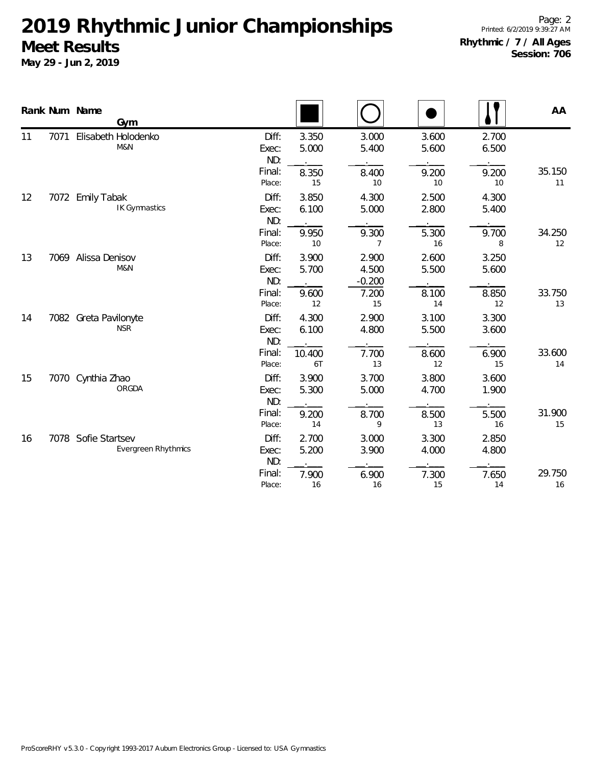# 2019 Rhythmic Junior Championships

## Meet Results

**May 29 - Jun 2, 2019**

**Rhythmic / 7 / All Ages**
**Session: 706**

| Rank | Num | Name / Gym | | Rope | Hoop | Ball | Clubs | AA |
|---|---|---|---|---|---|---|---|---|
| 11 | 7071 | Elisabeth Holodenko | Diff: | 3.350 | 3.000 | 3.600 | 2.700 | |
| | | M&N | Exec: | 5.000 | 5.400 | 5.600 | 6.500 | |
| | | | ND: | . | . | . | . | |
| | | | Final: | 8.350 | 8.400 | 9.200 | 9.200 | 35.150 |
| | | | Place: | 15 | 10 | 10 | 10 | 11 |
| 12 | 7072 | Emily Tabak | Diff: | 3.850 | 4.300 | 2.500 | 4.300 | |
| | | IK Gymnastics | Exec: | 6.100 | 5.000 | 2.800 | 5.400 | |
| | | | ND: | . | . | . | . | |
| | | | Final: | 9.950 | 9.300 | 5.300 | 9.700 | 34.250 |
| | | | Place: | 10 | 7 | 16 | 8 | 12 |
| 13 | 7069 | Alissa Denisov | Diff: | 3.900 | 2.900 | 2.600 | 3.250 | |
| | | M&N | Exec: | 5.700 | 4.500 | 5.500 | 5.600 | |
| | | | ND: | . | -0.200 | . | . | |
| | | | Final: | 9.600 | 7.200 | 8.100 | 8.850 | 33.750 |
| | | | Place: | 12 | 15 | 14 | 12 | 13 |
| 14 | 7082 | Greta Pavilonyte | Diff: | 4.300 | 2.900 | 3.100 | 3.300 | |
| | | NSR | Exec: | 6.100 | 4.800 | 5.500 | 3.600 | |
| | | | ND: | . | . | . | . | |
| | | | Final: | 10.400 | 7.700 | 8.600 | 6.900 | 33.600 |
| | | | Place: | 6T | 13 | 12 | 15 | 14 |
| 15 | 7070 | Cynthia Zhao | Diff: | 3.900 | 3.700 | 3.800 | 3.600 | |
| | | ORGDA | Exec: | 5.300 | 5.000 | 4.700 | 1.900 | |
| | | | ND: | . | . | . | . | |
| | | | Final: | 9.200 | 8.700 | 8.500 | 5.500 | 31.900 |
| | | | Place: | 14 | 9 | 13 | 16 | 15 |
| 16 | 7078 | Sofie Startsev | Diff: | 2.700 | 3.000 | 3.300 | 2.850 | |
| | | Evergreen Rhythmics | Exec: | 5.200 | 3.900 | 4.000 | 4.800 | |
| | | | ND: | . | . | . | . | |
| | | | Final: | 7.900 | 6.900 | 7.300 | 7.650 | 29.750 |
| | | | Place: | 16 | 16 | 15 | 14 | 16 |

ProScoreRHY v5.3.0 - Copyright 1993-2017 Auburn Electronics Group - Licensed to: USA Gymnastics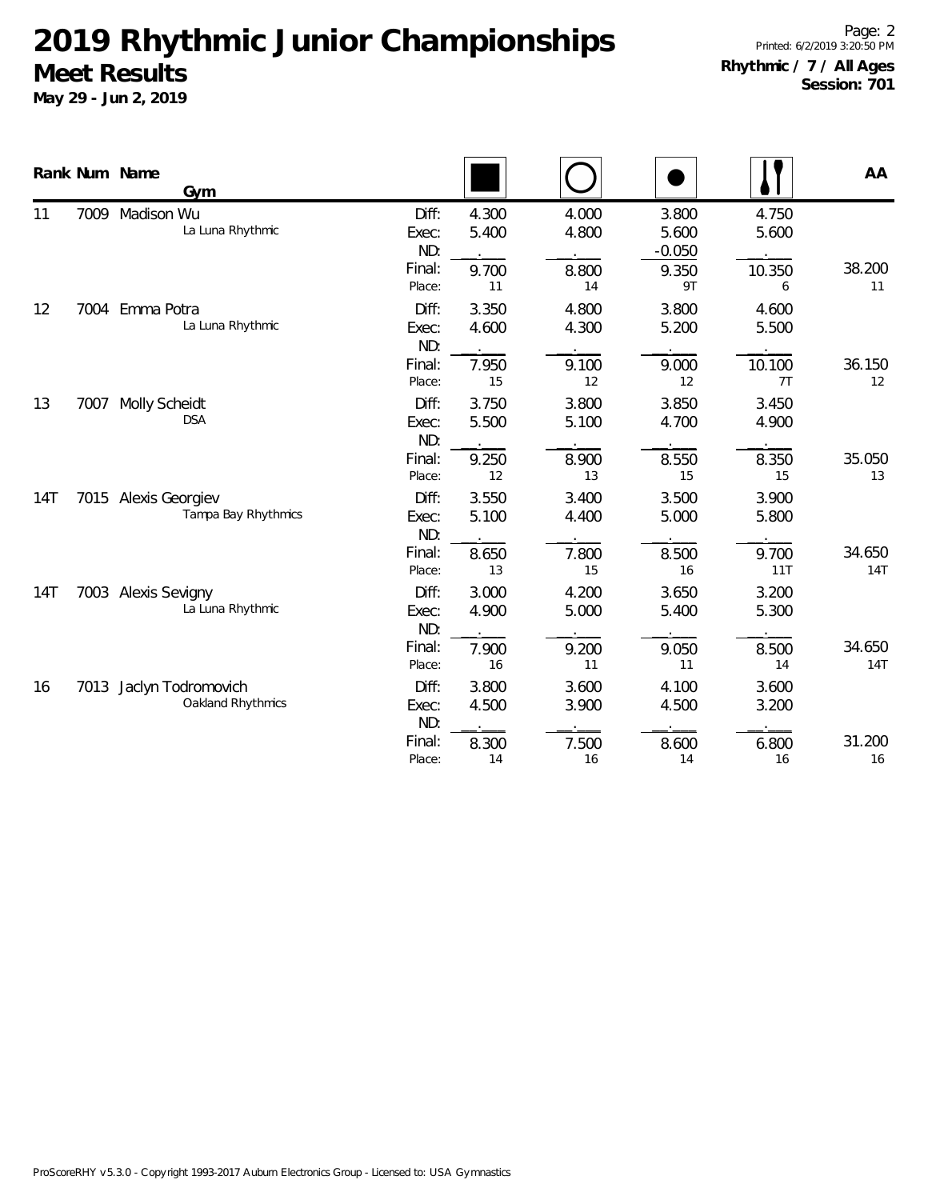# 2019 Rhythmic Junior Championships

## Meet Results

**May 29 - Jun 2, 2019**

Page: 2
Printed: 6/2/2019 3:20:50 PM
**Rhythmic / 7 / All Ages**
**Session: 701**

| Rank | Num | Name / Gym | | Rope | Hoop | Ball | Clubs | AA |
|---|---|---|---|---|---|---|---|---|
| 11 | 7009 | Madison Wu<br>La Luna Rhythmic | Diff: | 4.300 | 4.000 | 3.800 | 4.750 | |
| | | | Exec: | 5.400 | 4.800 | 5.600 | 5.600 | |
| | | | ND: | . | . | -0.050 | . | |
| | | | Final: | 9.700 | 8.800 | 9.350 | 10.350 | 38.200 |
| | | | Place: | 11 | 14 | 9T | 6 | 11 |
| 12 | 7004 | Emma Potra<br>La Luna Rhythmic | Diff: | 3.350 | 4.800 | 3.800 | 4.600 | |
| | | | Exec: | 4.600 | 4.300 | 5.200 | 5.500 | |
| | | | ND: | . | . | . | . | |
| | | | Final: | 7.950 | 9.100 | 9.000 | 10.100 | 36.150 |
| | | | Place: | 15 | 12 | 12 | 7T | 12 |
| 13 | 7007 | Molly Scheidt<br>DSA | Diff: | 3.750 | 3.800 | 3.850 | 3.450 | |
| | | | Exec: | 5.500 | 5.100 | 4.700 | 4.900 | |
| | | | ND: | . | . | . | . | |
| | | | Final: | 9.250 | 8.900 | 8.550 | 8.350 | 35.050 |
| | | | Place: | 12 | 13 | 15 | 15 | 13 |
| 14T | 7015 | Alexis Georgiev<br>Tampa Bay Rhythmics | Diff: | 3.550 | 3.400 | 3.500 | 3.900 | |
| | | | Exec: | 5.100 | 4.400 | 5.000 | 5.800 | |
| | | | ND: | . | . | . | . | |
| | | | Final: | 8.650 | 7.800 | 8.500 | 9.700 | 34.650 |
| | | | Place: | 13 | 15 | 16 | 11T | 14T |
| 14T | 7003 | Alexis Sevigny<br>La Luna Rhythmic | Diff: | 3.000 | 4.200 | 3.650 | 3.200 | |
| | | | Exec: | 4.900 | 5.000 | 5.400 | 5.300 | |
| | | | ND: | . | . | . | . | |
| | | | Final: | 7.900 | 9.200 | 9.050 | 8.500 | 34.650 |
| | | | Place: | 16 | 11 | 11 | 14 | 14T |
| 16 | 7013 | Jaclyn Todromovich<br>Oakland Rhythmics | Diff: | 3.800 | 3.600 | 4.100 | 3.600 | |
| | | | Exec: | 4.500 | 3.900 | 4.500 | 3.200 | |
| | | | ND: | . | . | . | . | |
| | | | Final: | 8.300 | 7.500 | 8.600 | 6.800 | 31.200 |
| | | | Place: | 14 | 16 | 14 | 16 | 16 |

ProScoreRHY v5.3.0 - Copyright 1993-2017 Auburn Electronics Group - Licensed to: USA Gymnastics